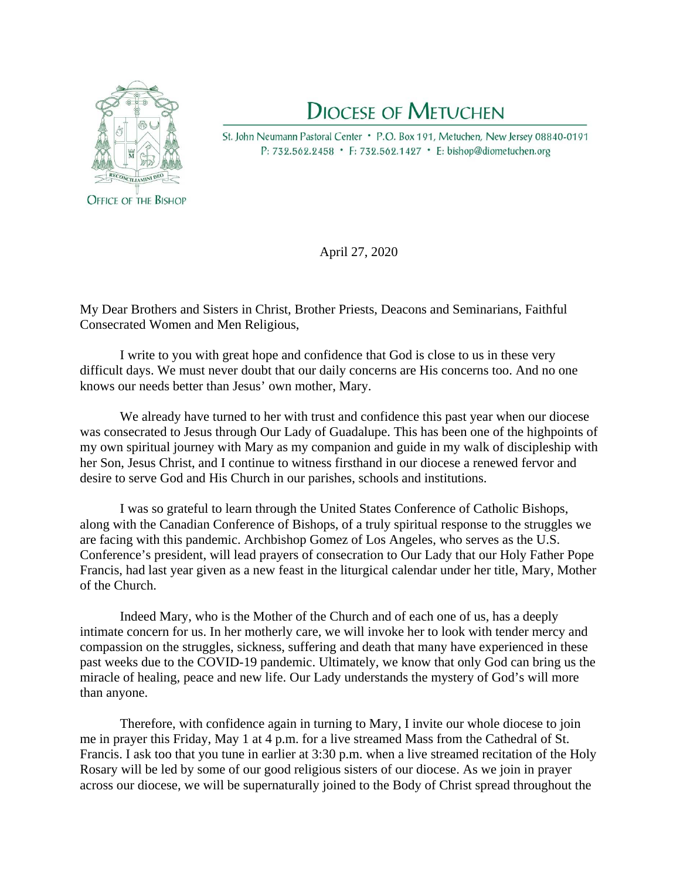# Diocese of Metuchen

St. John Neumann Pastoral Center • P.O. Box 191, Metuchen, New Jersey 08840-0191
P: 732.562.2458 • F: 732.562.1427 • E: bishop@diometuchen.org

RECONCILIAMINI DEO

Office of the Bishop

April 27, 2020

My Dear Brothers and Sisters in Christ, Brother Priests, Deacons and Seminarians, Faithful Consecrated Women and Men Religious,

I write to you with great hope and confidence that God is close to us in these very difficult days. We must never doubt that our daily concerns are His concerns too. And no one knows our needs better than Jesus' own mother, Mary.

We already have turned to her with trust and confidence this past year when our diocese was consecrated to Jesus through Our Lady of Guadalupe. This has been one of the highpoints of my own spiritual journey with Mary as my companion and guide in my walk of discipleship with her Son, Jesus Christ, and I continue to witness firsthand in our diocese a renewed fervor and desire to serve God and His Church in our parishes, schools and institutions.

I was so grateful to learn through the United States Conference of Catholic Bishops, along with the Canadian Conference of Bishops, of a truly spiritual response to the struggles we are facing with this pandemic. Archbishop Gomez of Los Angeles, who serves as the U.S. Conference's president, will lead prayers of consecration to Our Lady that our Holy Father Pope Francis, had last year given as a new feast in the liturgical calendar under her title, Mary, Mother of the Church.

Indeed Mary, who is the Mother of the Church and of each one of us, has a deeply intimate concern for us. In her motherly care, we will invoke her to look with tender mercy and compassion on the struggles, sickness, suffering and death that many have experienced in these past weeks due to the COVID-19 pandemic. Ultimately, we know that only God can bring us the miracle of healing, peace and new life. Our Lady understands the mystery of God's will more than anyone.

Therefore, with confidence again in turning to Mary, I invite our whole diocese to join me in prayer this Friday, May 1 at 4 p.m. for a live streamed Mass from the Cathedral of St. Francis. I ask too that you tune in earlier at 3:30 p.m. when a live streamed recitation of the Holy Rosary will be led by some of our good religious sisters of our diocese. As we join in prayer across our diocese, we will be supernaturally joined to the Body of Christ spread throughout the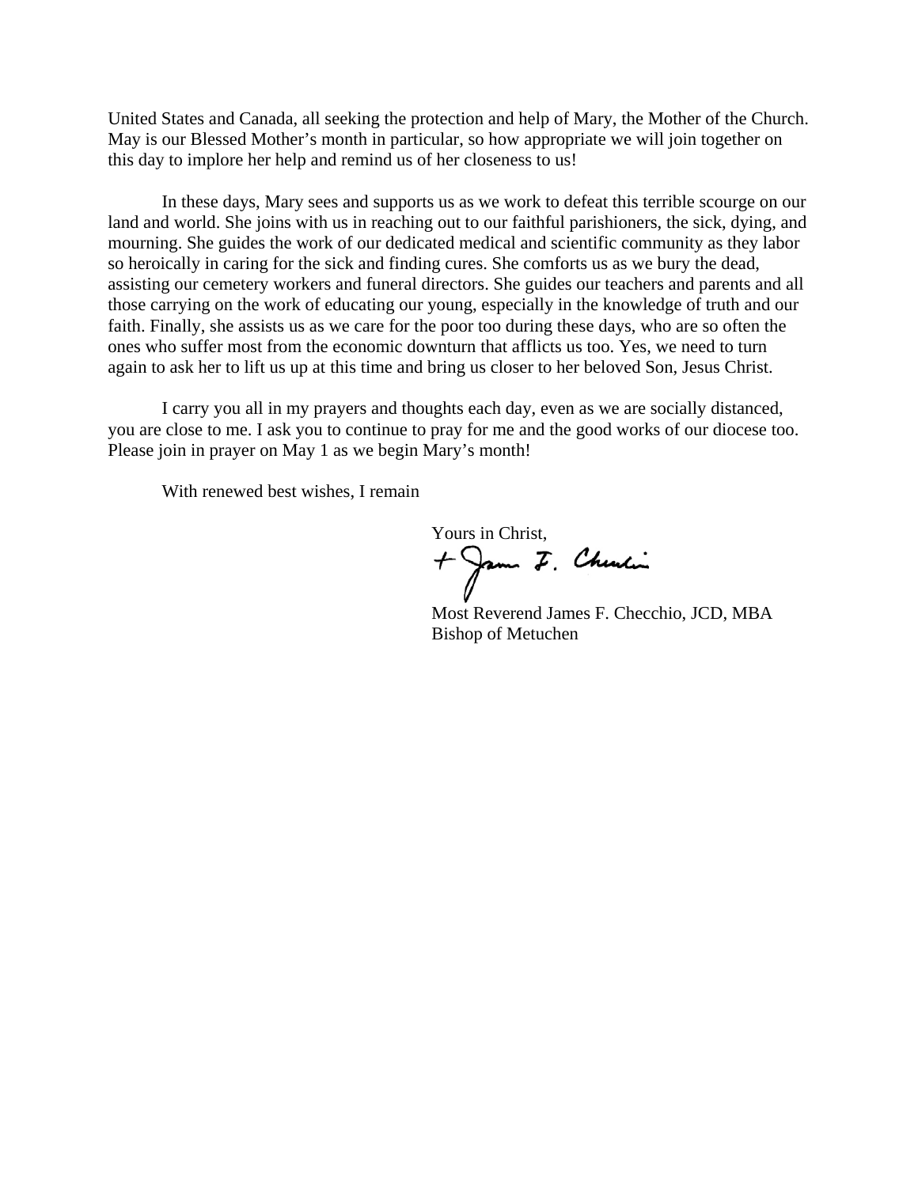United States and Canada, all seeking the protection and help of Mary, the Mother of the Church. May is our Blessed Mother's month in particular, so how appropriate we will join together on this day to implore her help and remind us of her closeness to us!

In these days, Mary sees and supports us as we work to defeat this terrible scourge on our land and world. She joins with us in reaching out to our faithful parishioners, the sick, dying, and mourning. She guides the work of our dedicated medical and scientific community as they labor so heroically in caring for the sick and finding cures. She comforts us as we bury the dead, assisting our cemetery workers and funeral directors. She guides our teachers and parents and all those carrying on the work of educating our young, especially in the knowledge of truth and our faith. Finally, she assists us as we care for the poor too during these days, who are so often the ones who suffer most from the economic downturn that afflicts us too. Yes, we need to turn again to ask her to lift us up at this time and bring us closer to her beloved Son, Jesus Christ.

I carry you all in my prayers and thoughts each day, even as we are socially distanced, you are close to me. I ask you to continue to pray for me and the good works of our diocese too. Please join in prayer on May 1 as we begin Mary's month!

With renewed best wishes, I remain

Yours in Christ,

+ James F. Checchio

Most Reverend James F. Checchio, JCD, MBA
Bishop of Metuchen